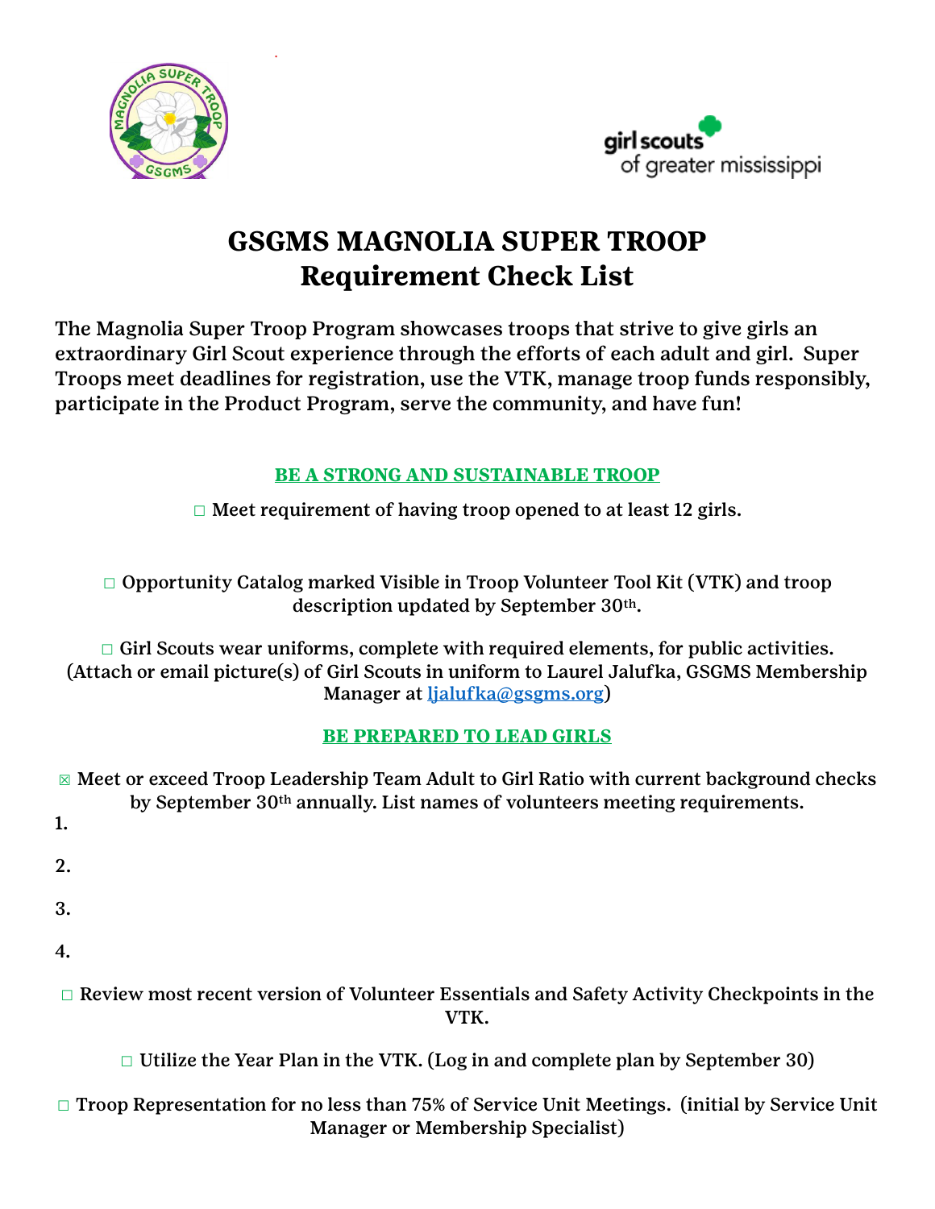# GSGMS MAGNOLIA SUPER TROOP
# Requirement Check List

The Magnolia Super Troop Program showcases troops that strive to give girls an extraordinary Girl Scout experience through the efforts of each adult and girl. Super Troops meet deadlines for registration, use the VTK, manage troop funds responsibly, participate in the Product Program, serve the community, and have fun!

## BE A STRONG AND SUSTAINABLE TROOP

☐ Meet requirement of having troop opened to at least 12 girls.

☐ Opportunity Catalog marked Visible in Troop Volunteer Tool Kit (VTK) and troop description updated by September 30th.

☐ Girl Scouts wear uniforms, complete with required elements, for public activities. (Attach or email picture(s) of Girl Scouts in uniform to Laurel Jalufka, GSGMS Membership Manager at ljalufka@gsgms.org)

## BE PREPARED TO LEAD GIRLS

☒ Meet or exceed Troop Leadership Team Adult to Girl Ratio with current background checks by September 30th annually. List names of volunteers meeting requirements.

1.

2.

3.

4.

☐ Review most recent version of Volunteer Essentials and Safety Activity Checkpoints in the VTK.

☐ Utilize the Year Plan in the VTK. (Log in and complete plan by September 30)

☐ Troop Representation for no less than 75% of Service Unit Meetings. (initial by Service Unit Manager or Membership Specialist)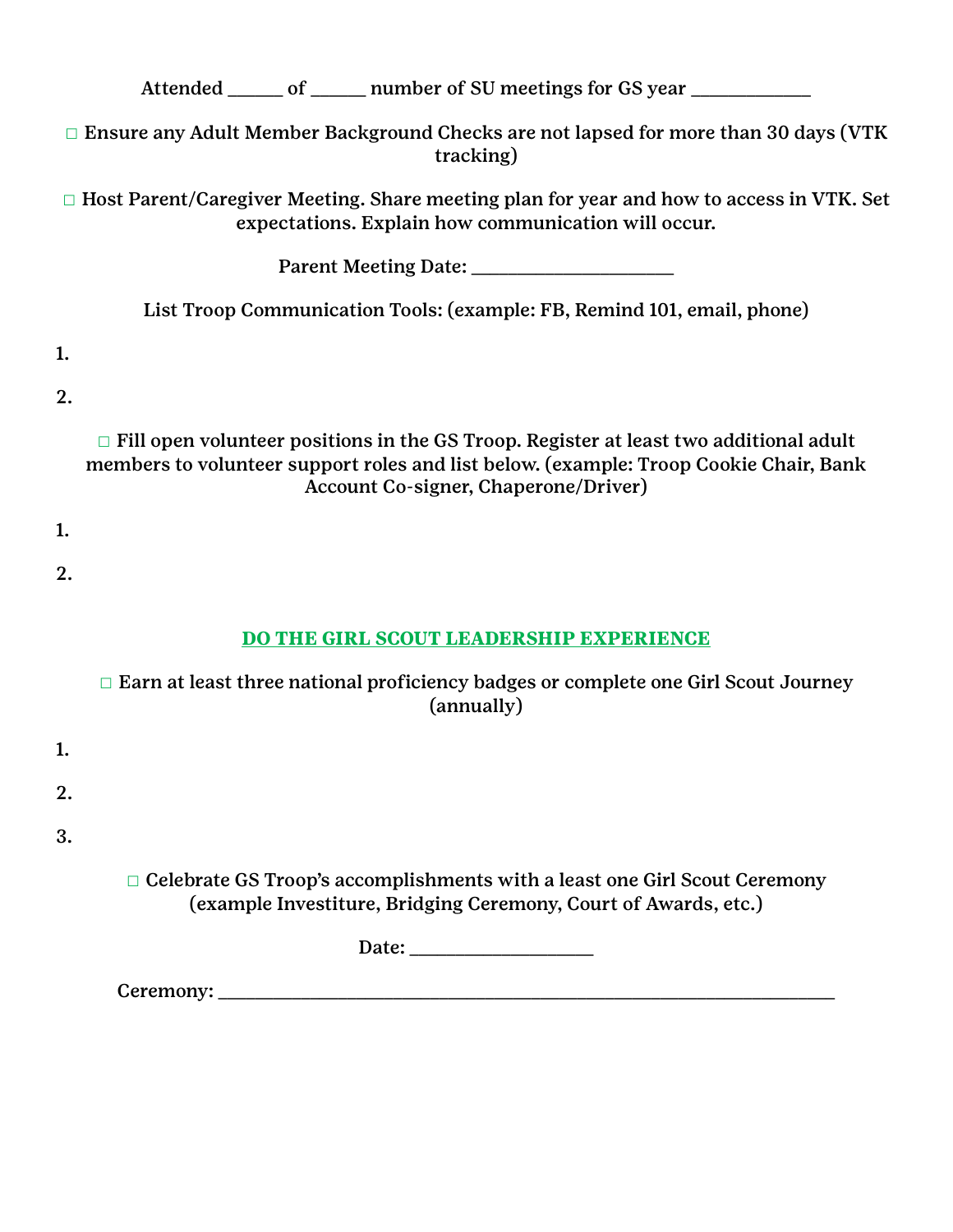Attended ______ of ______ number of SU meetings for GS year _____________

□ Ensure any Adult Member Background Checks are not lapsed for more than 30 days (VTK tracking)

□ Host Parent/Caregiver Meeting. Share meeting plan for year and how to access in VTK. Set expectations. Explain how communication will occur.

Parent Meeting Date: ______________________

List Troop Communication Tools: (example: FB, Remind 101, email, phone)

1.

2.

□ Fill open volunteer positions in the GS Troop. Register at least two additional adult members to volunteer support roles and list below. (example: Troop Cookie Chair, Bank Account Co-signer, Chaperone/Driver)

1.

2.

## DO THE GIRL SCOUT LEADERSHIP EXPERIENCE

□ Earn at least three national proficiency badges or complete one Girl Scout Journey (annually)

1.

2.

3.

□ Celebrate GS Troop's accomplishments with a least one Girl Scout Ceremony (example Investiture, Bridging Ceremony, Court of Awards, etc.)

Date: ____________________

Ceremony: ____________________________________________________________________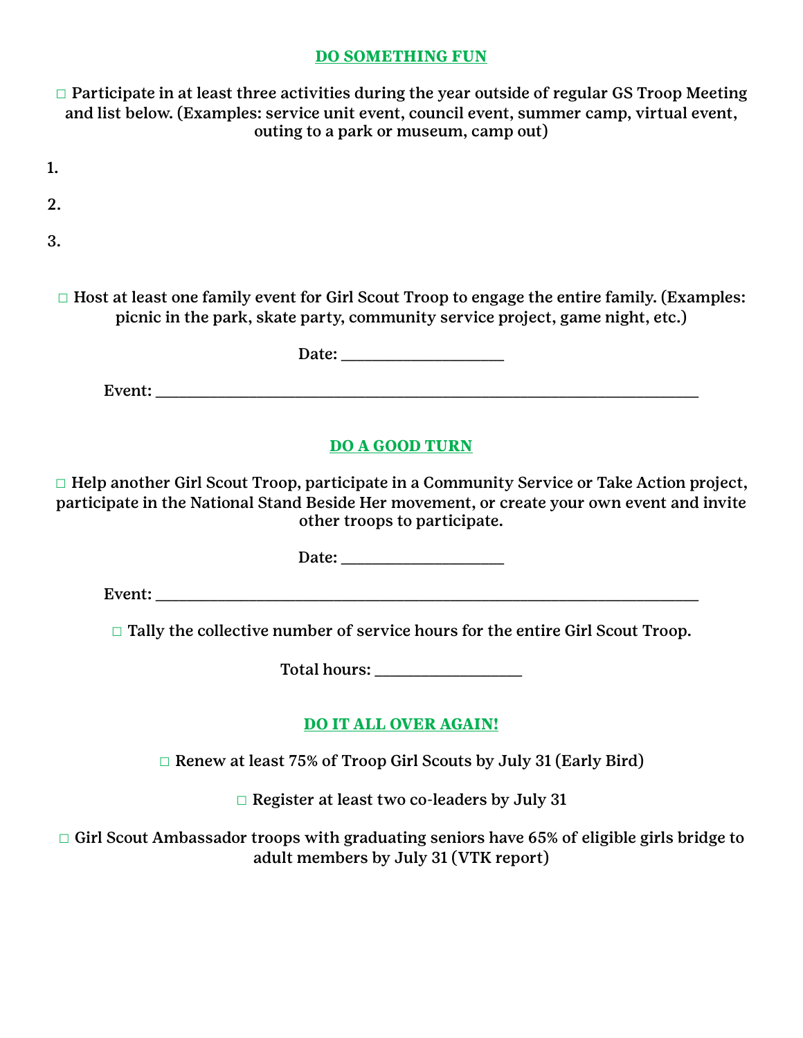## DO SOMETHING FUN

□ Participate in at least three activities during the year outside of regular GS Troop Meeting and list below. (Examples: service unit event, council event, summer camp, virtual event, outing to a park or museum, camp out)

1.

2.

3.

□ Host at least one family event for Girl Scout Troop to engage the entire family. (Examples: picnic in the park, skate party, community service project, game night, etc.)

Date: ___________________

Event: ________________________________________________________________

## DO A GOOD TURN

□ Help another Girl Scout Troop, participate in a Community Service or Take Action project, participate in the National Stand Beside Her movement, or create your own event and invite other troops to participate.

Date: ___________________

Event: ________________________________________________________________

□ Tally the collective number of service hours for the entire Girl Scout Troop.

Total hours: _________________

## DO IT ALL OVER AGAIN!

□ Renew at least 75% of Troop Girl Scouts by July 31 (Early Bird)

□ Register at least two co-leaders by July 31

□ Girl Scout Ambassador troops with graduating seniors have 65% of eligible girls bridge to adult members by July 31 (VTK report)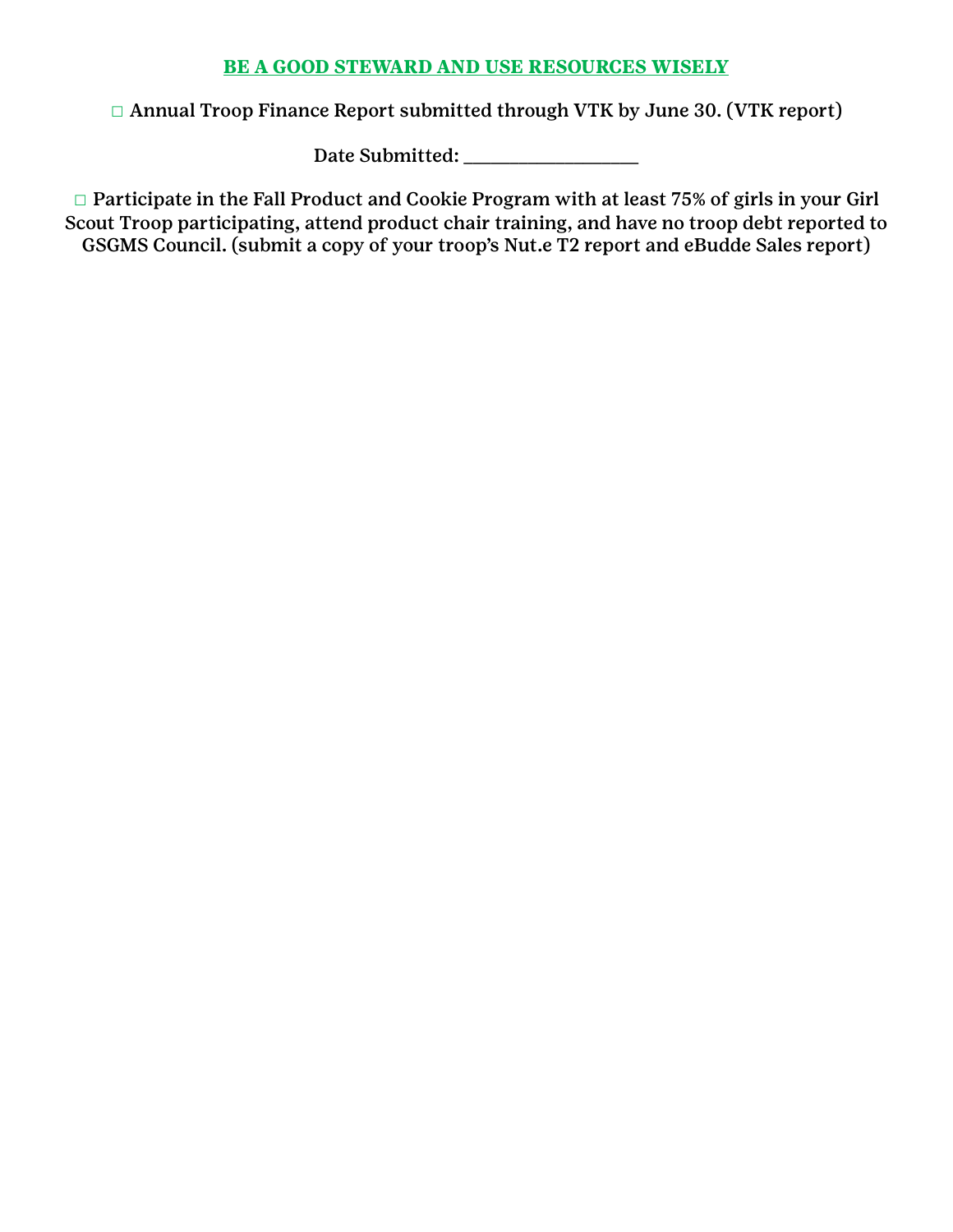## BE A GOOD STEWARD AND USE RESOURCES WISELY

□ Annual Troop Finance Report submitted through VTK by June 30. (VTK report)

Date Submitted: ________________

□ Participate in the Fall Product and Cookie Program with at least 75% of girls in your Girl Scout Troop participating, attend product chair training, and have no troop debt reported to GSGMS Council. (submit a copy of your troop's Nut.e T2 report and eBudde Sales report)